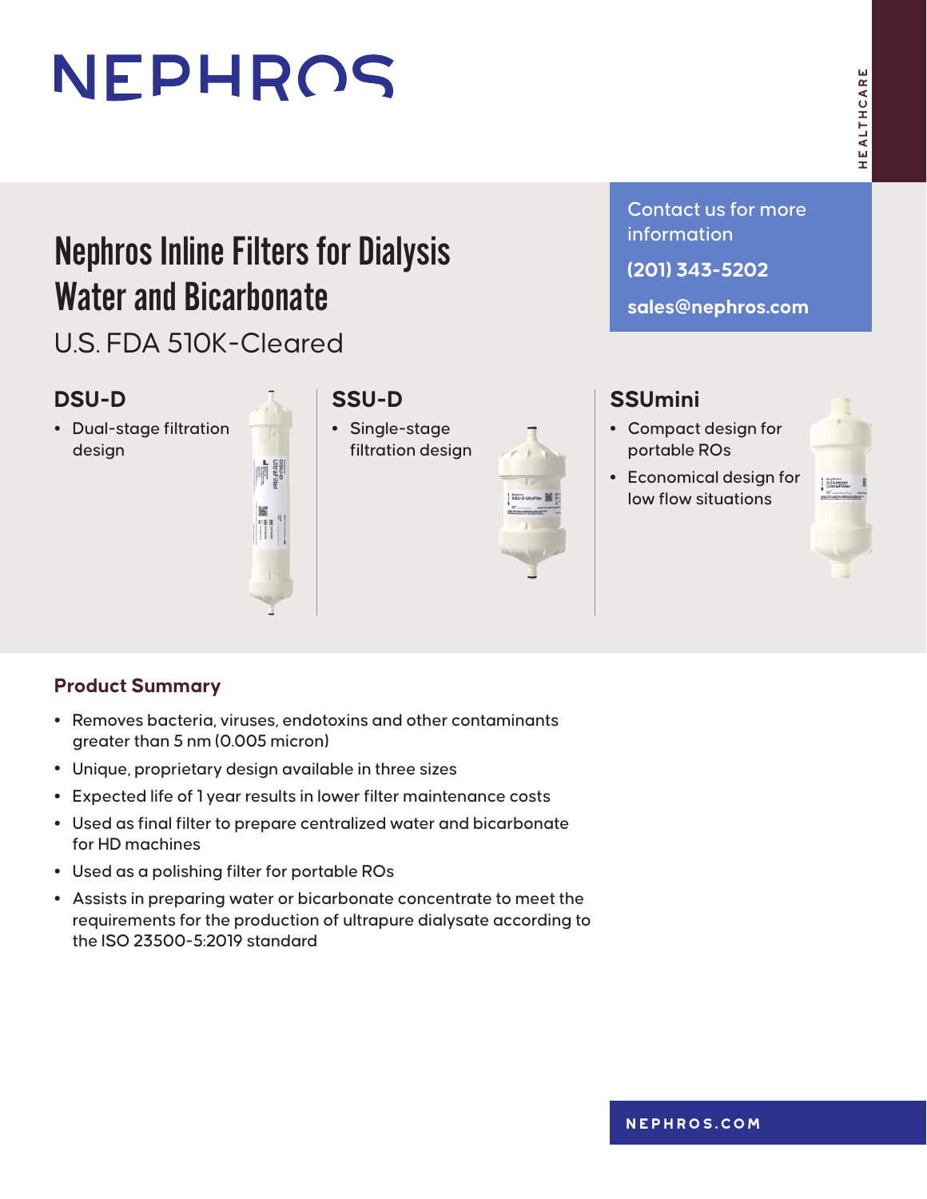# NEPHROS

HEALTHCARE

## Nephros Inline Filters for Dialysis Water and Bicarbonate

U.S. FDA 510K-Cleared

Contact us for more information

**(201) 343-5202**

**sales@nephros.com**

### DSU-D

- Dual-stage filtration design

### SSU-D

- Single-stage filtration design

### SSUmini

- Compact design for portable ROs
- Economical design for low flow situations

### Product Summary

- Removes bacteria, viruses, endotoxins and other contaminants greater than 5 nm (0.005 micron)
- Unique, proprietary design available in three sizes
- Expected life of 1 year results in lower filter maintenance costs
- Used as final filter to prepare centralized water and bicarbonate for HD machines
- Used as a polishing filter for portable ROs
- Assists in preparing water or bicarbonate concentrate to meet the requirements for the production of ultrapure dialysate according to the ISO 23500-5:2019 standard

NEPHROS.COM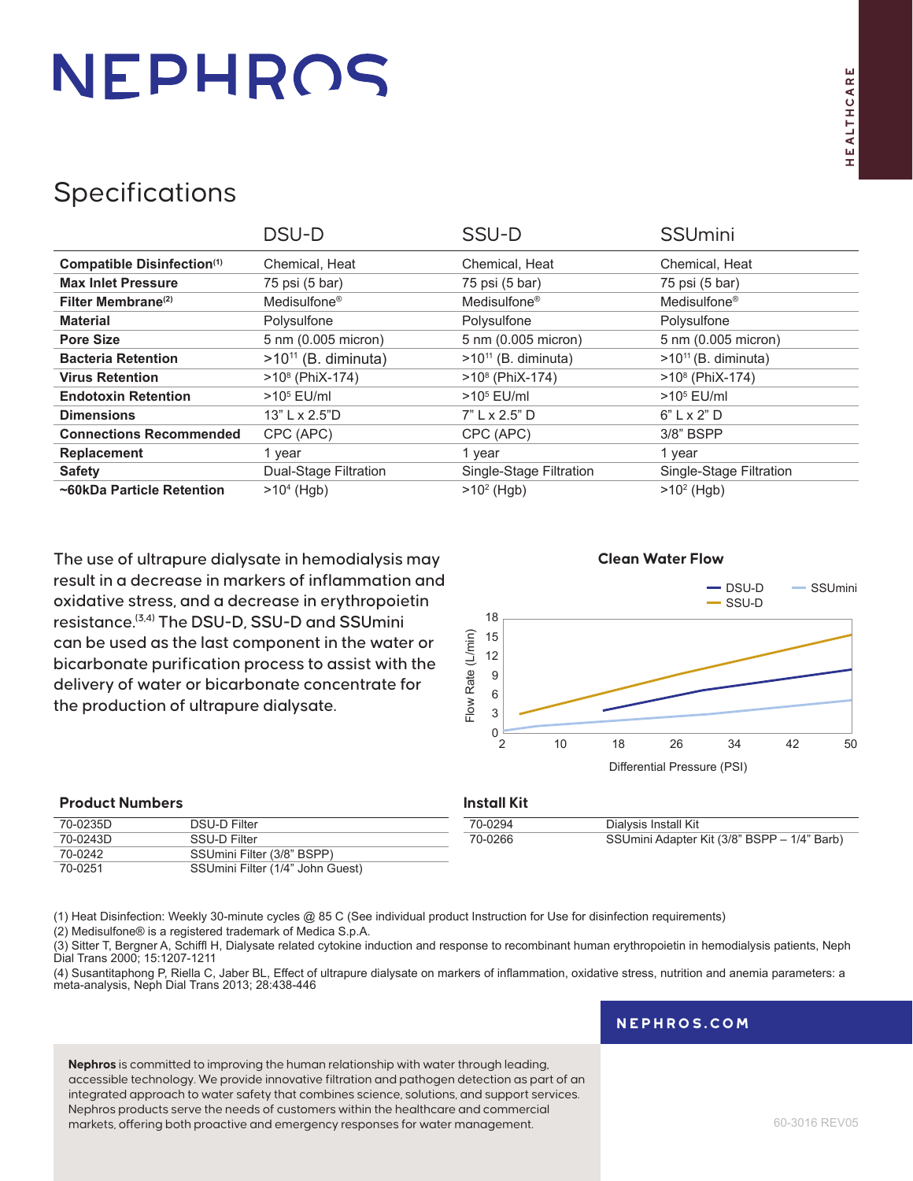# NEPHROS

HEALTHCARE

## Specifications

| | DSU-D | SSU-D | SSUmini |
|---|---|---|---|
| **Compatible Disinfection**[1] | Chemical, Heat | Chemical, Heat | Chemical, Heat |
| **Max Inlet Pressure** | 75 psi (5 bar) | 75 psi (5 bar) | 75 psi (5 bar) |
| **Filter Membrane**[2] | Medisulfone® | Medisulfone® | Medisulfone® |
| **Material** | Polysulfone | Polysulfone | Polysulfone |
| **Pore Size** | 5 nm (0.005 micron) | 5 nm (0.005 micron) | 5 nm (0.005 micron) |
| **Bacteria Retention** | $>10^{11}$ (B. diminuta) | $>10^{11}$ (B. diminuta) | $>10^{11}$ (B. diminuta) |
| **Virus Retention** | $>10^{8}$ (PhiX-174) | $>10^{8}$ (PhiX-174) | $>10^{8}$ (PhiX-174) |
| **Endotoxin Retention** | $>10^{5}$ EU/ml | $>10^{5}$ EU/ml | $>10^{5}$ EU/ml |
| **Dimensions** | 13" L x 2.5"D | 7" L x 2.5" D | 6" L x 2" D |
| **Connections Recommended** | CPC (APC) | CPC (APC) | 3/8" BSPP |
| **Replacement** | 1 year | 1 year | 1 year |
| **Safety** | Dual-Stage Filtration | Single-Stage Filtration | Single-Stage Filtration |
| **~60kDa Particle Retention** | $>10^{4}$ (Hgb) | $>10^{2}$ (Hgb) | $>10^{2}$ (Hgb) |

The use of ultrapure dialysate in hemodialysis may result in a decrease in markers of inflammation and oxidative stress, and a decrease in erythropoietin resistance.[3,4] The DSU-D, SSU-D and SSUmini can be used as the last component in the water or bicarbonate purification process to assist with the delivery of water or bicarbonate concentrate for the production of ultrapure dialysate.

**Clean Water Flow**

DSU-D
SSU-D
SSUmini

Flow Rate (L/min)
0
3
6
9
12
15
18

Differential Pressure (PSI)
2
10
18
26
34
42
50

### Product Numbers

| | |
|---|---|
| 70-0235D | DSU-D Filter |
| 70-0243D | SSU-D Filter |
| 70-0242 | SSUmini Filter (3/8" BSPP) |
| 70-0251 | SSUmini Filter (1/4" John Guest) |

### Install Kit

| | |
|---|---|
| 70-0294 | Dialysis Install Kit |
| 70-0266 | SSUmini Adapter Kit (3/8" BSPP – 1/4" Barb) |

(1) Heat Disinfection: Weekly 30-minute cycles @ 85 C (See individual product Instruction for Use for disinfection requirements)

(2) Medisulfone® is a registered trademark of Medica S.p.A.

(3) Sitter T, Bergner A, Schiffl H, Dialysate related cytokine induction and response to recombinant human erythropoietin in hemodialysis patients, Neph Dial Trans 2000; 15:1207-1211

(4) Susantitaphong P, Riella C, Jaber BL, Effect of ultrapure dialysate on markers of inflammation, oxidative stress, nutrition and anemia parameters: a meta-analysis, Neph Dial Trans 2013; 28:438-446

**NEPHROS.COM**

**Nephros** is committed to improving the human relationship with water through leading, accessible technology. We provide innovative filtration and pathogen detection as part of an integrated approach to water safety that combines science, solutions, and support services. Nephros products serve the needs of customers within the healthcare and commercial markets, offering both proactive and emergency responses for water management.

60-3016 REV05